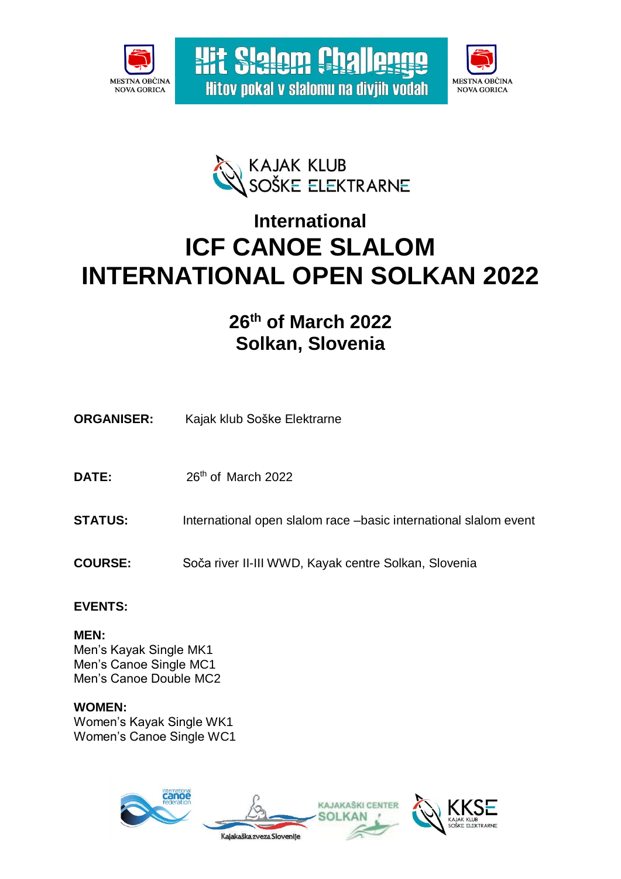MESTNA OBČINA NOVA GORICA

**Hit Slalom Challenge**
**Hitov pokal v slalomu na divjih vodah**

MESTNA OBČINA NOVA GORICA

KAJAK KLUB SOŠKE ELEKTRARNE

## International

# ICF CANOE SLALOM INTERNATIONAL OPEN SOLKAN 2022

## 26th of March 2022
## Solkan, Slovenia

**ORGANISER:** Kajak klub Soške Elektrarne

**DATE:** 26th of March 2022

**STATUS:** International open slalom race –basic international slalom event

**COURSE:** Soča river II-III WWD, Kayak centre Solkan, Slovenia

**EVENTS:**

**MEN:**
Men's Kayak Single MK1
Men's Canoe Single MC1
Men's Canoe Double MC2

**WOMEN:**
Women's Kayak Single WK1
Women's Canoe Single WC1

international canoe federation — Kajakaška zveza Slovenije — KAJAKAŠKI CENTER SOLKAN — KKSE KAJAK KLUB SOŠKE ELEKTRARNE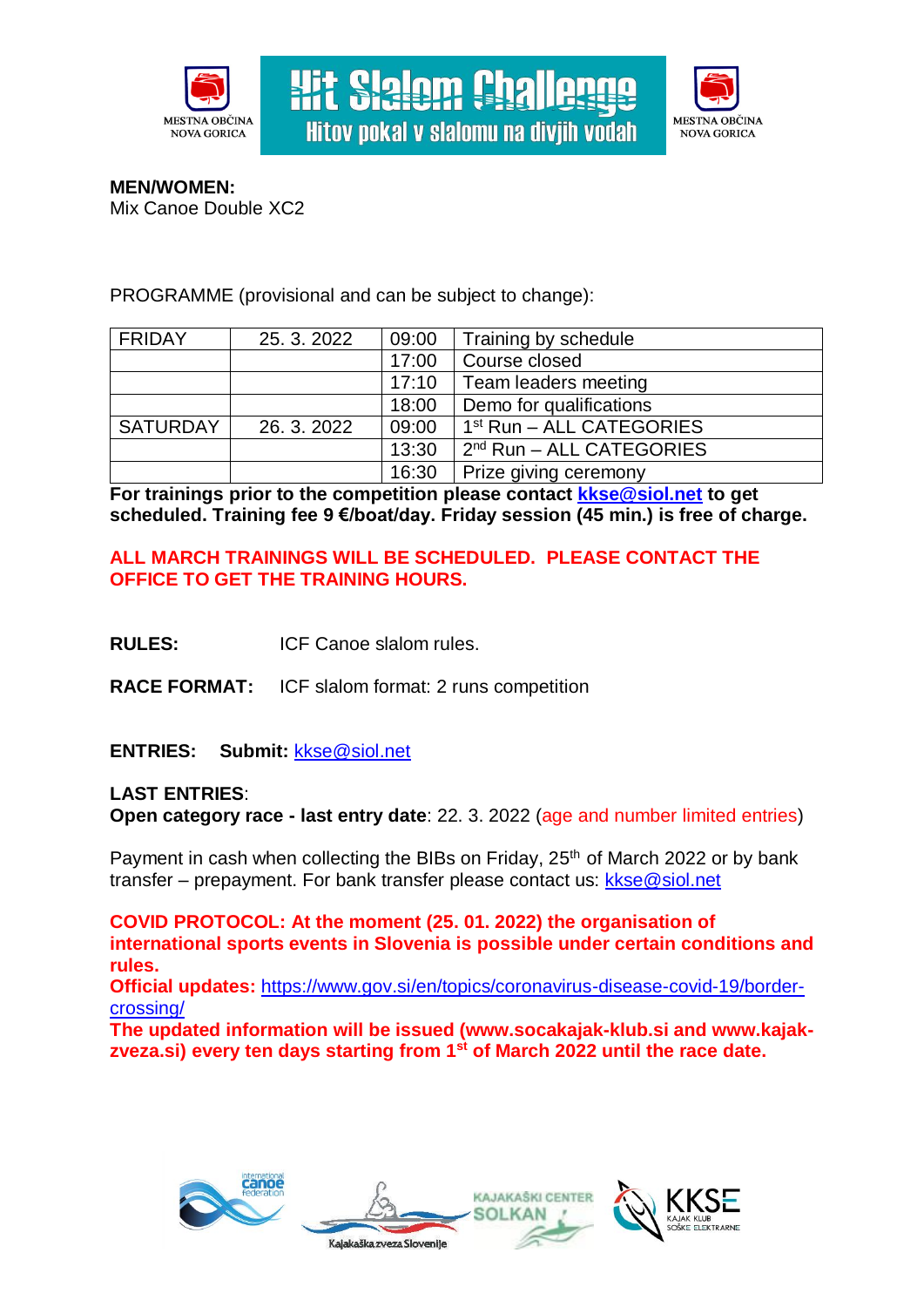**MEN/WOMEN:**
Mix Canoe Double XC2

PROGRAMME (provisional and can be subject to change):

| FRIDAY | 25. 3. 2022 | 09:00 | Training by schedule |
|---|---|---|---|
| | | 17:00 | Course closed |
| | | 17:10 | Team leaders meeting |
| | | 18:00 | Demo for qualifications |
| SATURDAY | 26. 3. 2022 | 09:00 | 1st Run – ALL CATEGORIES |
| | | 13:30 | 2nd Run – ALL CATEGORIES |
| | | 16:30 | Prize giving ceremony |

**For trainings prior to the competition please contact kkse@siol.net to get scheduled. Training fee 9 €/boat/day. Friday session (45 min.) is free of charge.**

**ALL MARCH TRAININGS WILL BE SCHEDULED. PLEASE CONTACT THE OFFICE TO GET THE TRAINING HOURS.**

**RULES:** ICF Canoe slalom rules.

**RACE FORMAT:** ICF slalom format: 2 runs competition

**ENTRIES:** **Submit:** kkse@siol.net

**LAST ENTRIES**:
**Open category race - last entry date**: 22. 3. 2022 (age and number limited entries)

Payment in cash when collecting the BIBs on Friday, 25th of March 2022 or by bank transfer – prepayment. For bank transfer please contact us: kkse@siol.net

**COVID PROTOCOL: At the moment (25. 01. 2022) the organisation of international sports events in Slovenia is possible under certain conditions and rules.**
**Official updates:** https://www.gov.si/en/topics/coronavirus-disease-covid-19/border-crossing/
**The updated information will be issued (www.socakajak-klub.si and www.kajak-zveza.si) every ten days starting from 1st of March 2022 until the race date.**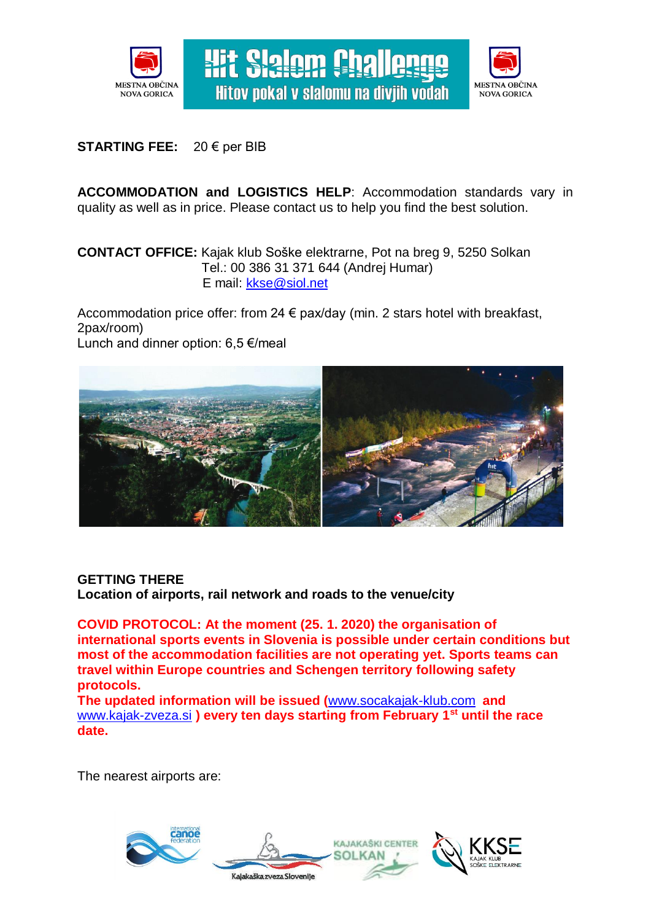**STARTING FEE:** 20 € per BIB

**ACCOMMODATION and LOGISTICS HELP**: Accommodation standards vary in quality as well as in price. Please contact us to help you find the best solution.

**CONTACT OFFICE:** Kajak klub Soške elektrarne, Pot na breg 9, 5250 Solkan
Tel.: 00 386 31 371 644 (Andrej Humar)
E mail: kkse@siol.net

Accommodation price offer: from 24 € pax/day (min. 2 stars hotel with breakfast, 2pax/room)
Lunch and dinner option: 6,5 €/meal

**GETTING THERE**
**Location of airports, rail network and roads to the venue/city**

**COVID PROTOCOL: At the moment (25. 1. 2020) the organisation of international sports events in Slovenia is possible under certain conditions but most of the accommodation facilities are not operating yet. Sports teams can travel within Europe countries and Schengen territory following safety protocols.**
**The updated information will be issued (www.socakajak-klub.com and www.kajak-zveza.si ) every ten days starting from February 1st until the race date.**

The nearest airports are: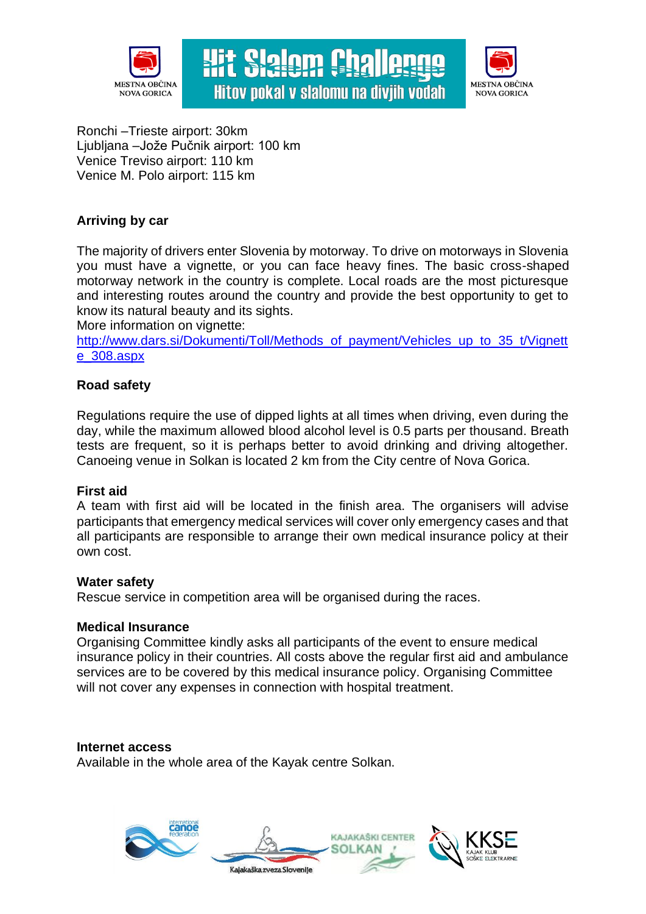Ronchi –Trieste airport: 30km
Ljubljana –Jože Pučnik airport: 100 km
Venice Treviso airport: 110 km
Venice M. Polo airport: 115 km

**Arriving by car**

The majority of drivers enter Slovenia by motorway. To drive on motorways in Slovenia you must have a vignette, or you can face heavy fines. The basic cross-shaped motorway network in the country is complete. Local roads are the most picturesque and interesting routes around the country and provide the best opportunity to get to know its natural beauty and its sights.
More information on vignette:
http://www.dars.si/Dokumenti/Toll/Methods_of_payment/Vehicles_up_to_35_t/Vignette_308.aspx

**Road safety**

Regulations require the use of dipped lights at all times when driving, even during the day, while the maximum allowed blood alcohol level is 0.5 parts per thousand. Breath tests are frequent, so it is perhaps better to avoid drinking and driving altogether. Canoeing venue in Solkan is located 2 km from the City centre of Nova Gorica.

**First aid**
A team with first aid will be located in the finish area. The organisers will advise participants that emergency medical services will cover only emergency cases and that all participants are responsible to arrange their own medical insurance policy at their own cost.

**Water safety**
Rescue service in competition area will be organised during the races.

**Medical Insurance**
Organising Committee kindly asks all participants of the event to ensure medical insurance policy in their countries. All costs above the regular first aid and ambulance services are to be covered by this medical insurance policy. Organising Committee will not cover any expenses in connection with hospital treatment.

**Internet access**
Available in the whole area of the Kayak centre Solkan.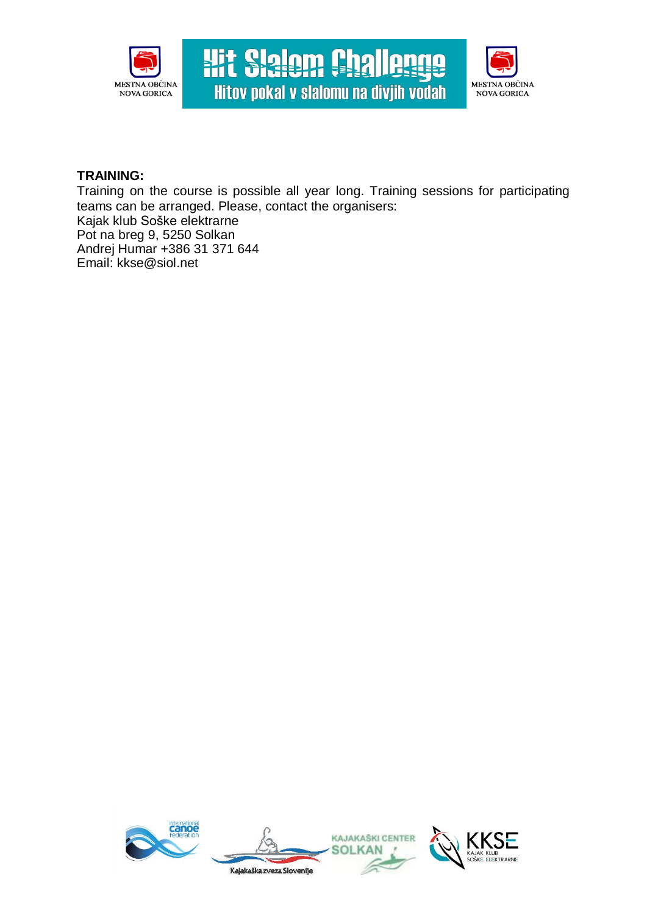**TRAINING:**

Training on the course is possible all year long. Training sessions for participating teams can be arranged. Please, contact the organisers:

Kajak klub Soške elektrarne
Pot na breg 9, 5250 Solkan
Andrej Humar +386 31 371 644
Email: kkse@siol.net